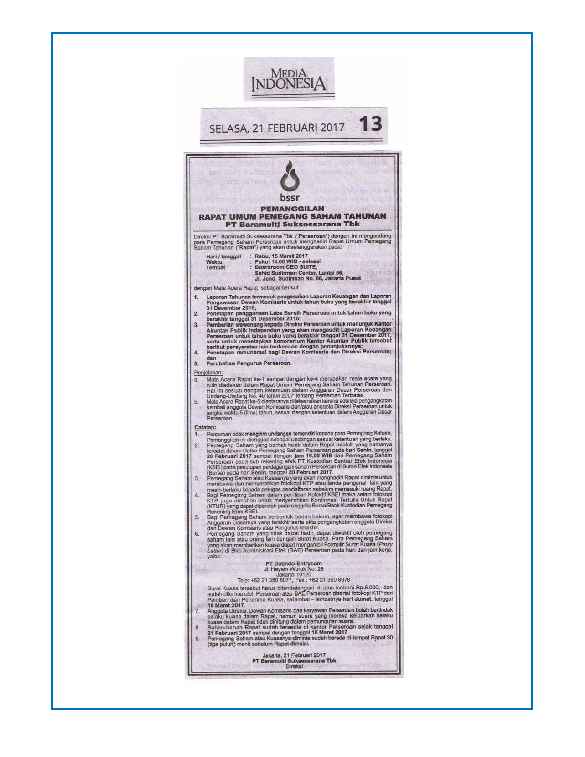MEDIA INDONESIA

SELASA, 21 FEBRUARI 2017

bssr

# PEMANGGILAN RAPAT UMUM PEMEGANG SAHAM TAHUNAN PT Baramulti Suksessarana Tbk

Direksi PT Baramulti Suksessarana Tbk ("**Perseroan**") dengan ini mengundang para Pemegang Saham Perseroan untuk menghadiri Rapat Umum Pemegang Saham Tahunan ("**Rapat**") yang akan diselenggarakan pada:

**Hari / tanggal** : **Rabu, 15 Maret 2017**
**Waktu** : **Pukul 14.00 WIB - selesai**
**Tempat** : **Boardroom CEO SUITE, Sahid Sudirman Center, Lantai 56, Jl. Jend. Sudirman No. 86, Jakarta Pusat**

dengan Mata Acara Rapat sebagai berikut :

1. **Laporan Tahunan termasuk pengesahan Laporan Keuangan dan Laporan Pengawasan Dewan Komisaris untuk tahun buku yang berakhir tanggal 31 Desember 2016;**
2. **Penetapan penggunaan Laba Bersih Perseroan untuk tahun buku yang berakhir tanggal 31 Desember 2016;**
3. **Pemberian wewenang kepada Direksi Perseroan untuk menunjuk Kantor Akuntan Publik independen yang akan mengaudit Laporan Keuangan Perseroan untuk tahun buku yang berakhir tanggal 31 Desember 2017, serta untuk menetapkan honorarium Kantor Akuntan Publik tersebut berikut persyaratan lain berkenaan dengan penunjukannya;**
4. **Penetapan remunerasi bagi Dewan Komisaris dan Direksi Perseroan; dan**
5. **Perubahan Pengurus Perseroan.**

Penjelasan:

a. Mata Acara Rapat ke-1 sampai dengan ke-4 merupakan mata acara yang rutin diadakan dalam Rapat Umum Pemegang Saham Tahunan Perseroan. Hal ini sesuai dengan ketentuan dalam Anggaran Dasar Perseroan dan Undang-Undang No. 40 tahun 2007 tentang Perseroan Terbatas.
b. Mata Acara Rapat ke-5 diantaranya dilaksanakan karena adanya pengangkatan kembali anggota Dewan Komisaris dan/atau anggota Direksi Perseroan untuk jangka waktu 5 (lima) tahun, sesuai dengan ketentuan dalam Anggaran Dasar Perseroan.

**Catatan:**

1. Perseroan tidak mengirim undangan tersendiri kepada para Pemegang Saham, Pemanggilan ini dianggap sebagai undangan sesuai ketentuan yang berlaku.
2. Pemegang Saham yang berhak hadir dalam Rapat adalah yang namanya tercatat dalam Daftar Pemegang Saham Perseroan pada hari **Senin**, tanggal **20 Februari 2017** sampai dengan **jam 16.00 WIB** dan Pemegang Saham Perseroan pada sub rekening efek PT Kustodian Sentral Efek Indonesia (KSEI) pada penutupan perdagangan saham Perseroan di Bursa Efek Indonesia (Bursa) pada hari **Senin**, tanggal **20 Februari 2017**.
3. Pemegang Saham atau Kuasanya yang akan menghadiri Rapat diminta untuk membawa dan menyerahkan fotokopi KTP atau tanda pengenal lain yang masih berlaku kepada petugas pendaftaran sebelum memasuki ruang Rapat.
4. Bagi Pemegang Saham dalam penitipan Kolektif KSEI maka selain fotokopi KTP, juga dimohon untuk menyerahkan Konfirmasi Tertulis Untuk Rapat (KTUR) yang dapat diperoleh pada anggota Bursa/Bank Kustodian Pemegang Rekening Efek KSEI.
5. Bagi Pemegang Saham berbentuk badan hukum, agar membawa fotokopi Anggaran Dasarnya yang terakhir serta akta pengangkatan anggota Direksi dan Dewan Komisaris atau Pengurus terakhir.
6. Pemegang Saham yang tidak dapat hadir, dapat diwakili oleh pemegang saham lain atau orang lain dengan Surat Kuasa. Para Pemegang Saham yang akan memberikan kuasa dapat mengambil Formulir Surat Kuasa (*Proxy Letter*) di Biro Administrasi Efek (BAE) Perseroan pada hari dan jam kerja, yaitu:

   **PT Datindo Entrycom**
   Jl. Hayam Wuruk No. 28
   Jakarta 10120
   Telp: +62 21 350 8077, Fax : +62 21 350 8078

   Surat Kuasa tersebut harus ditandatangani di atas meterai Rp.6.000,- dan sudah diterima oleh Perseroan atau BAE Perseroan disertai fotokopi KTP dari Pemberi dan Penerima Kuasa, selambat - lambatnya hari **Jumat**, tanggal **10 Maret 2017**.
7. Anggota Direksi, Dewan Komisaris dan karyawan Perseroan boleh bertindak selaku kuasa dalam Rapat, namun suara yang mereka keluarkan selaku kuasa dalam Rapat tidak dihitung dalam pemungutan suara.
8. Bahan-bahan Rapat sudah tersedia di kantor Perseroan sejak tanggal **21 Februari 2017** sampai dengan tanggal **15 Maret 2017**.
9. Pemegang Saham atau Kuasanya diminta sudah berada di tempat Rapat 30 (tiga puluh) menit sebelum Rapat dimulai.

Jakarta, 21 Februari 2017
**PT Baramulti Suksessarana Tbk**
**Direksi**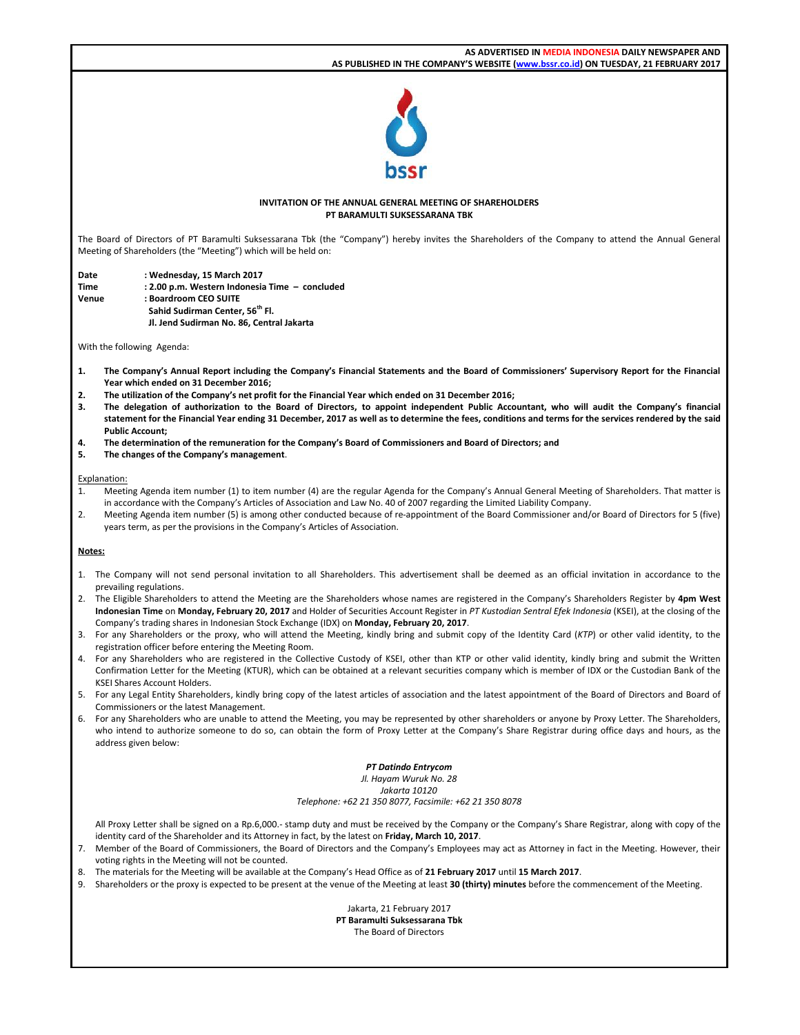**AS ADVERTISED IN MEDIA INDONESIA DAILY NEWSPAPER AND AS PUBLISHED IN THE COMPANY'S WEBSITE (www.bssr.co.id) ON TUESDAY, 21 FEBRUARY 2017**

bssr

**INVITATION OF THE ANNUAL GENERAL MEETING OF SHAREHOLDERS**
**PT BARAMULTI SUKSESSARANA TBK**

The Board of Directors of PT Baramulti Suksessarana Tbk (the "Company") hereby invites the Shareholders of the Company to attend the Annual General Meeting of Shareholders (the "Meeting") which will be held on:

**Date** : **Wednesday, 15 March 2017**
**Time** : **2.00 p.m. Western Indonesia Time – concluded**
**Venue** : **Boardroom CEO SUITE**
**Sahid Sudirman Center, 56th Fl.**
**Jl. Jend Sudirman No. 86, Central Jakarta**

With the following Agenda:

1. **The Company's Annual Report including the Company's Financial Statements and the Board of Commissioners' Supervisory Report for the Financial Year which ended on 31 December 2016;**
2. **The utilization of the Company's net profit for the Financial Year which ended on 31 December 2016;**
3. **The delegation of authorization to the Board of Directors, to appoint independent Public Accountant, who will audit the Company's financial statement for the Financial Year ending 31 December, 2017 as well as to determine the fees, conditions and terms for the services rendered by the said Public Account;**
4. **The determination of the remuneration for the Company's Board of Commissioners and Board of Directors; and**
5. **The changes of the Company's management**.

Explanation:

1. Meeting Agenda item number (1) to item number (4) are the regular Agenda for the Company's Annual General Meeting of Shareholders. That matter is in accordance with the Company's Articles of Association and Law No. 40 of 2007 regarding the Limited Liability Company.
2. Meeting Agenda item number (5) is among other conducted because of re-appointment of the Board Commissioner and/or Board of Directors for 5 (five) years term, as per the provisions in the Company's Articles of Association.

**Notes:**

1. The Company will not send personal invitation to all Shareholders. This advertisement shall be deemed as an official invitation in accordance to the prevailing regulations.
2. The Eligible Shareholders to attend the Meeting are the Shareholders whose names are registered in the Company's Shareholders Register by **4pm West Indonesian Time** on **Monday, February 20, 2017** and Holder of Securities Account Register in *PT Kustodian Sentral Efek Indonesia* (KSEI), at the closing of the Company's trading shares in Indonesian Stock Exchange (IDX) on **Monday, February 20, 2017**.
3. For any Shareholders or the proxy, who will attend the Meeting, kindly bring and submit copy of the Identity Card (*KTP*) or other valid identity, to the registration officer before entering the Meeting Room.
4. For any Shareholders who are registered in the Collective Custody of KSEI, other than KTP or other valid identity, kindly bring and submit the Written Confirmation Letter for the Meeting (KTUR), which can be obtained at a relevant securities company which is member of IDX or the Custodian Bank of the KSEI Shares Account Holders.
5. For any Legal Entity Shareholders, kindly bring copy of the latest articles of association and the latest appointment of the Board of Directors and Board of Commissioners or the latest Management.
6. For any Shareholders who are unable to attend the Meeting, you may be represented by other shareholders or anyone by Proxy Letter. The Shareholders, who intend to authorize someone to do so, can obtain the form of Proxy Letter at the Company's Share Registrar during office days and hours, as the address given below:

   ***PT Datindo Entrycom***
   *Jl. Hayam Wuruk No. 28*
   *Jakarta 10120*
   *Telephone: +62 21 350 8077, Facsimile: +62 21 350 8078*

   All Proxy Letter shall be signed on a Rp.6,000.- stamp duty and must be received by the Company or the Company's Share Registrar, along with copy of the identity card of the Shareholder and its Attorney in fact, by the latest on **Friday, March 10, 2017**.
7. Member of the Board of Commissioners, the Board of Directors and the Company's Employees may act as Attorney in fact in the Meeting. However, their voting rights in the Meeting will not be counted.
8. The materials for the Meeting will be available at the Company's Head Office as of **21 February 2017** until **15 March 2017**.
9. Shareholders or the proxy is expected to be present at the venue of the Meeting at least **30 (thirty) minutes** before the commencement of the Meeting.

Jakarta, 21 February 2017
**PT Baramulti Suksessarana Tbk**
The Board of Directors